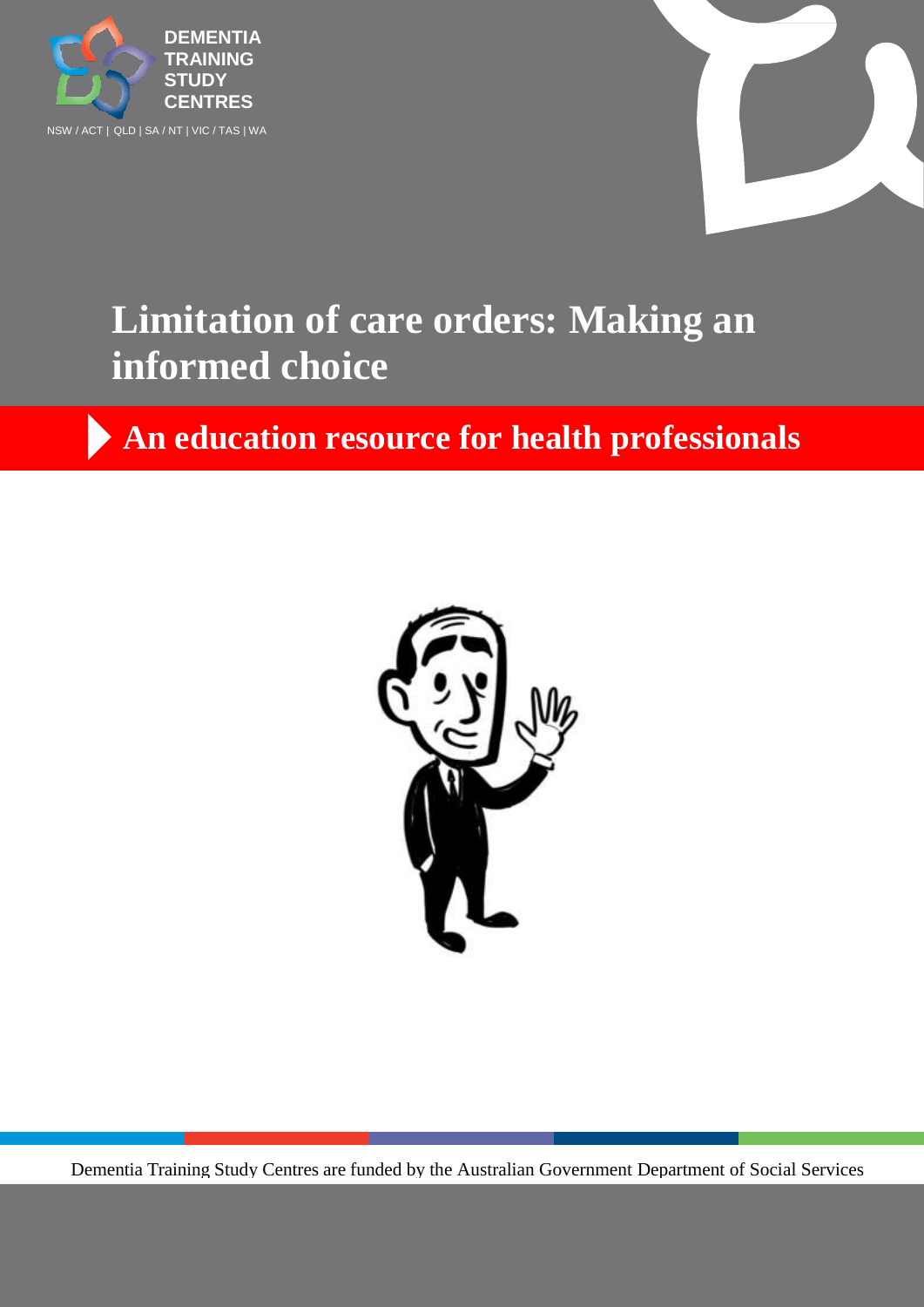DEMENTIA
TRAINING
STUDY
CENTRES

NSW / ACT | QLD | SA / NT | VIC / TAS | WA

# Limitation of care orders: Making an informed choice

## An education resource for health professionals

Dementia Training Study Centres are funded by the Australian Government Department of Social Services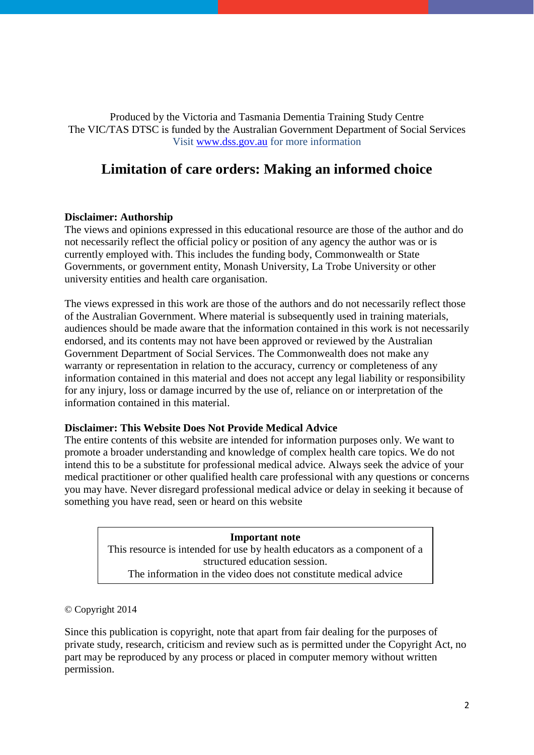Produced by the Victoria and Tasmania Dementia Training Study Centre
The VIC/TAS DTSC is funded by the Australian Government Department of Social Services
Visit [www.dss.gov.au](http://www.dss.gov.au) for more information

# Limitation of care orders: Making an informed choice

**Disclaimer: Authorship**

The views and opinions expressed in this educational resource are those of the author and do not necessarily reflect the official policy or position of any agency the author was or is currently employed with. This includes the funding body, Commonwealth or State Governments, or government entity, Monash University, La Trobe University or other university entities and health care organisation.

The views expressed in this work are those of the authors and do not necessarily reflect those of the Australian Government. Where material is subsequently used in training materials, audiences should be made aware that the information contained in this work is not necessarily endorsed, and its contents may not have been approved or reviewed by the Australian Government Department of Social Services. The Commonwealth does not make any warranty or representation in relation to the accuracy, currency or completeness of any information contained in this material and does not accept any legal liability or responsibility for any injury, loss or damage incurred by the use of, reliance on or interpretation of the information contained in this material.

**Disclaimer: This Website Does Not Provide Medical Advice**

The entire contents of this website are intended for information purposes only. We want to promote a broader understanding and knowledge of complex health care topics. We do not intend this to be a substitute for professional medical advice. Always seek the advice of your medical practitioner or other qualified health care professional with any questions or concerns you may have. Never disregard professional medical advice or delay in seeking it because of something you have read, seen or heard on this website

**Important note**

This resource is intended for use by health educators as a component of a structured education session.
The information in the video does not constitute medical advice

© Copyright 2014

Since this publication is copyright, note that apart from fair dealing for the purposes of private study, research, criticism and review such as is permitted under the Copyright Act, no part may be reproduced by any process or placed in computer memory without written permission.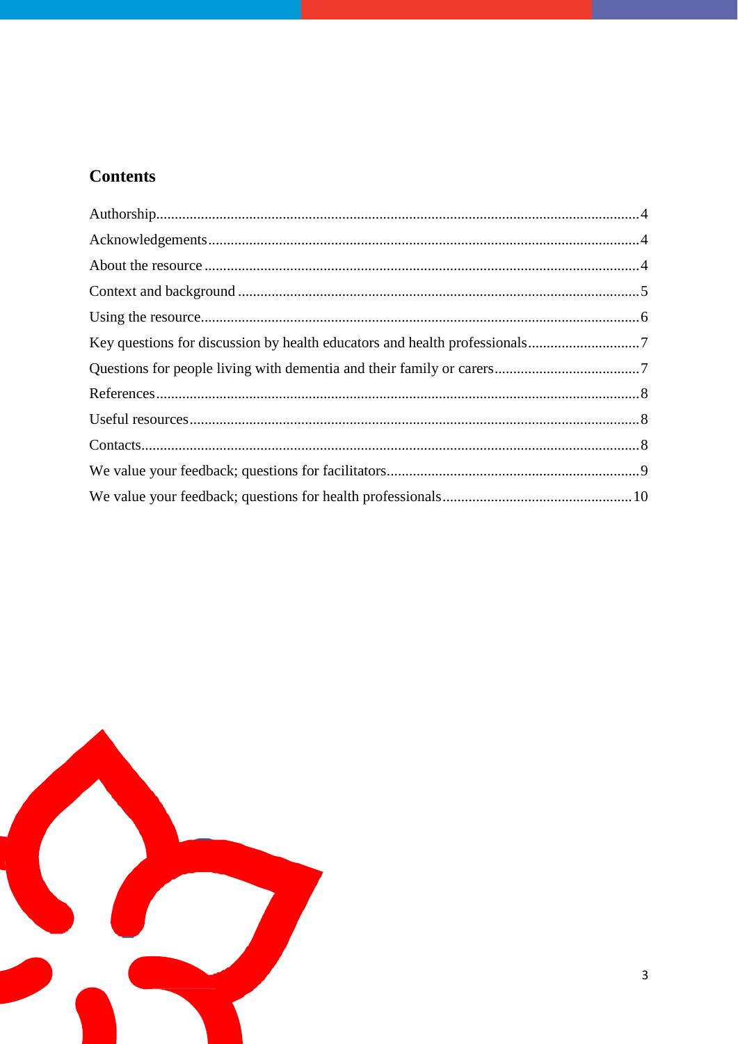## Contents

Authorship....................................................................................................................4
Acknowledgements.......................................................................................................4
About the resource .......................................................................................................4
Context and background ..............................................................................................5
Using the resource........................................................................................................6
Key questions for discussion by health educators and health professionals.................7
Questions for people living with dementia and their family or carers..........................7
References....................................................................................................................8
Useful resources...........................................................................................................8
Contacts.......................................................................................................................8
We value your feedback; questions for facilitators.......................................................9
We value your feedback; questions for health professionals......................................10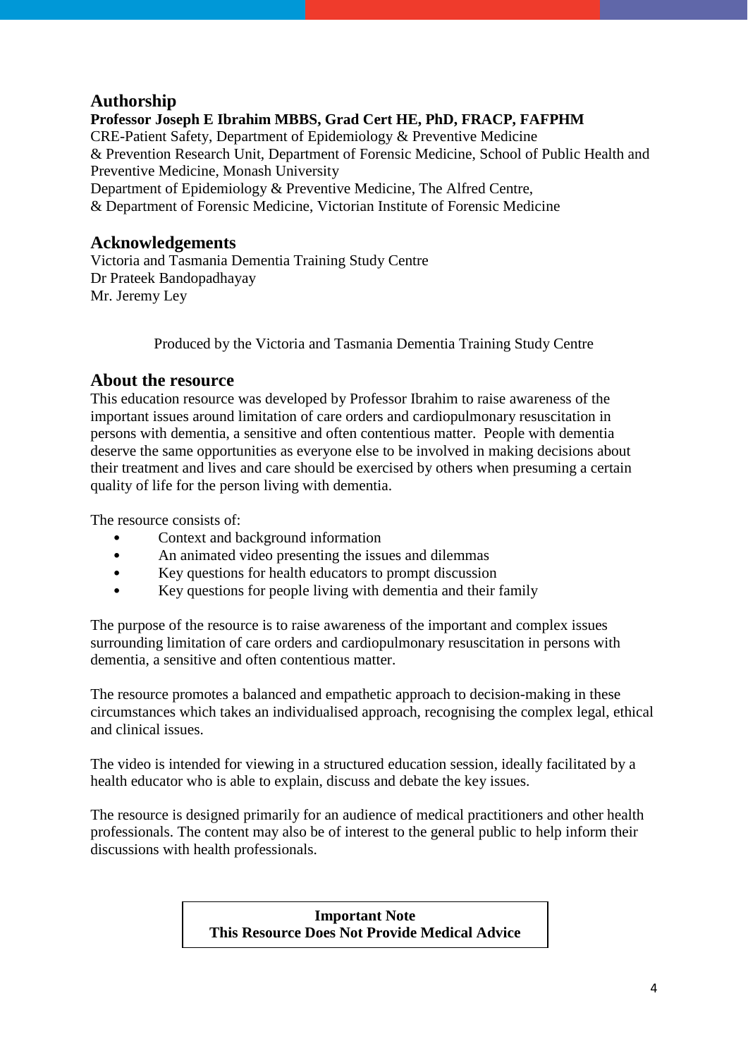## Authorship

**Professor Joseph E Ibrahim MBBS, Grad Cert HE, PhD, FRACP, FAFPHM**
CRE-Patient Safety, Department of Epidemiology & Preventive Medicine
& Prevention Research Unit, Department of Forensic Medicine, School of Public Health and Preventive Medicine, Monash University
Department of Epidemiology & Preventive Medicine, The Alfred Centre,
& Department of Forensic Medicine, Victorian Institute of Forensic Medicine

## Acknowledgements

Victoria and Tasmania Dementia Training Study Centre
Dr Prateek Bandopadhayay
Mr. Jeremy Ley

Produced by the Victoria and Tasmania Dementia Training Study Centre

## About the resource

This education resource was developed by Professor Ibrahim to raise awareness of the important issues around limitation of care orders and cardiopulmonary resuscitation in persons with dementia, a sensitive and often contentious matter. People with dementia deserve the same opportunities as everyone else to be involved in making decisions about their treatment and lives and care should be exercised by others when presuming a certain quality of life for the person living with dementia.

The resource consists of:

- Context and background information
- An animated video presenting the issues and dilemmas
- Key questions for health educators to prompt discussion
- Key questions for people living with dementia and their family

The purpose of the resource is to raise awareness of the important and complex issues surrounding limitation of care orders and cardiopulmonary resuscitation in persons with dementia, a sensitive and often contentious matter.

The resource promotes a balanced and empathetic approach to decision-making in these circumstances which takes an individualised approach, recognising the complex legal, ethical and clinical issues.

The video is intended for viewing in a structured education session, ideally facilitated by a health educator who is able to explain, discuss and debate the key issues.

The resource is designed primarily for an audience of medical practitioners and other health professionals. The content may also be of interest to the general public to help inform their discussions with health professionals.

**Important Note**
**This Resource Does Not Provide Medical Advice**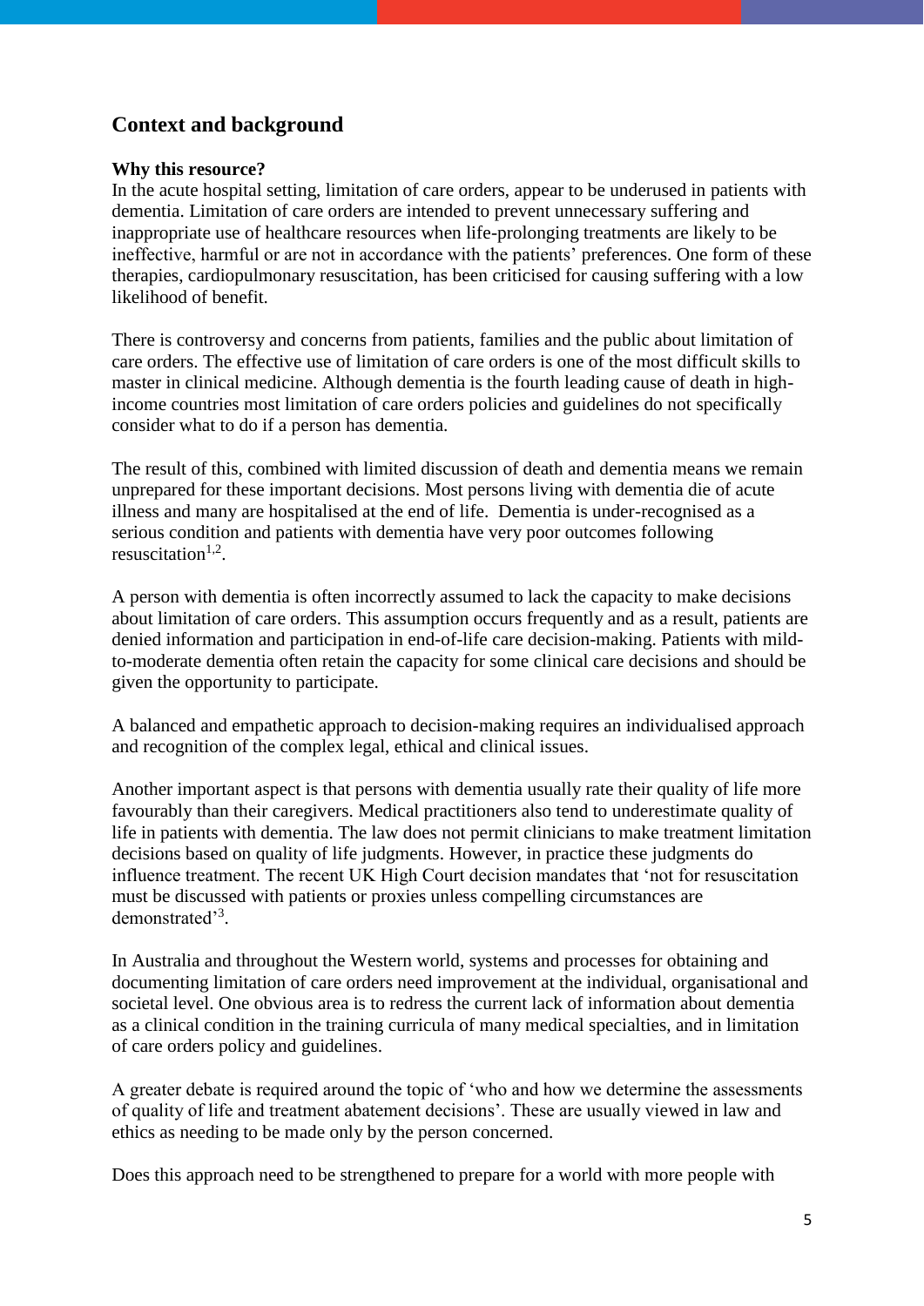## Context and background

### Why this resource?

In the acute hospital setting, limitation of care orders, appear to be underused in patients with dementia. Limitation of care orders are intended to prevent unnecessary suffering and inappropriate use of healthcare resources when life-prolonging treatments are likely to be ineffective, harmful or are not in accordance with the patients' preferences. One form of these therapies, cardiopulmonary resuscitation, has been criticised for causing suffering with a low likelihood of benefit.

There is controversy and concerns from patients, families and the public about limitation of care orders. The effective use of limitation of care orders is one of the most difficult skills to master in clinical medicine. Although dementia is the fourth leading cause of death in high-income countries most limitation of care orders policies and guidelines do not specifically consider what to do if a person has dementia.

The result of this, combined with limited discussion of death and dementia means we remain unprepared for these important decisions. Most persons living with dementia die of acute illness and many are hospitalised at the end of life. Dementia is under-recognised as a serious condition and patients with dementia have very poor outcomes following resuscitation[1,2].

A person with dementia is often incorrectly assumed to lack the capacity to make decisions about limitation of care orders. This assumption occurs frequently and as a result, patients are denied information and participation in end-of-life care decision-making. Patients with mild-to-moderate dementia often retain the capacity for some clinical care decisions and should be given the opportunity to participate.

A balanced and empathetic approach to decision-making requires an individualised approach and recognition of the complex legal, ethical and clinical issues.

Another important aspect is that persons with dementia usually rate their quality of life more favourably than their caregivers. Medical practitioners also tend to underestimate quality of life in patients with dementia. The law does not permit clinicians to make treatment limitation decisions based on quality of life judgments. However, in practice these judgments do influence treatment. The recent UK High Court decision mandates that 'not for resuscitation must be discussed with patients or proxies unless compelling circumstances are demonstrated'[3].

In Australia and throughout the Western world, systems and processes for obtaining and documenting limitation of care orders need improvement at the individual, organisational and societal level. One obvious area is to redress the current lack of information about dementia as a clinical condition in the training curricula of many medical specialties, and in limitation of care orders policy and guidelines.

A greater debate is required around the topic of 'who and how we determine the assessments of quality of life and treatment abatement decisions'. These are usually viewed in law and ethics as needing to be made only by the person concerned.

Does this approach need to be strengthened to prepare for a world with more people with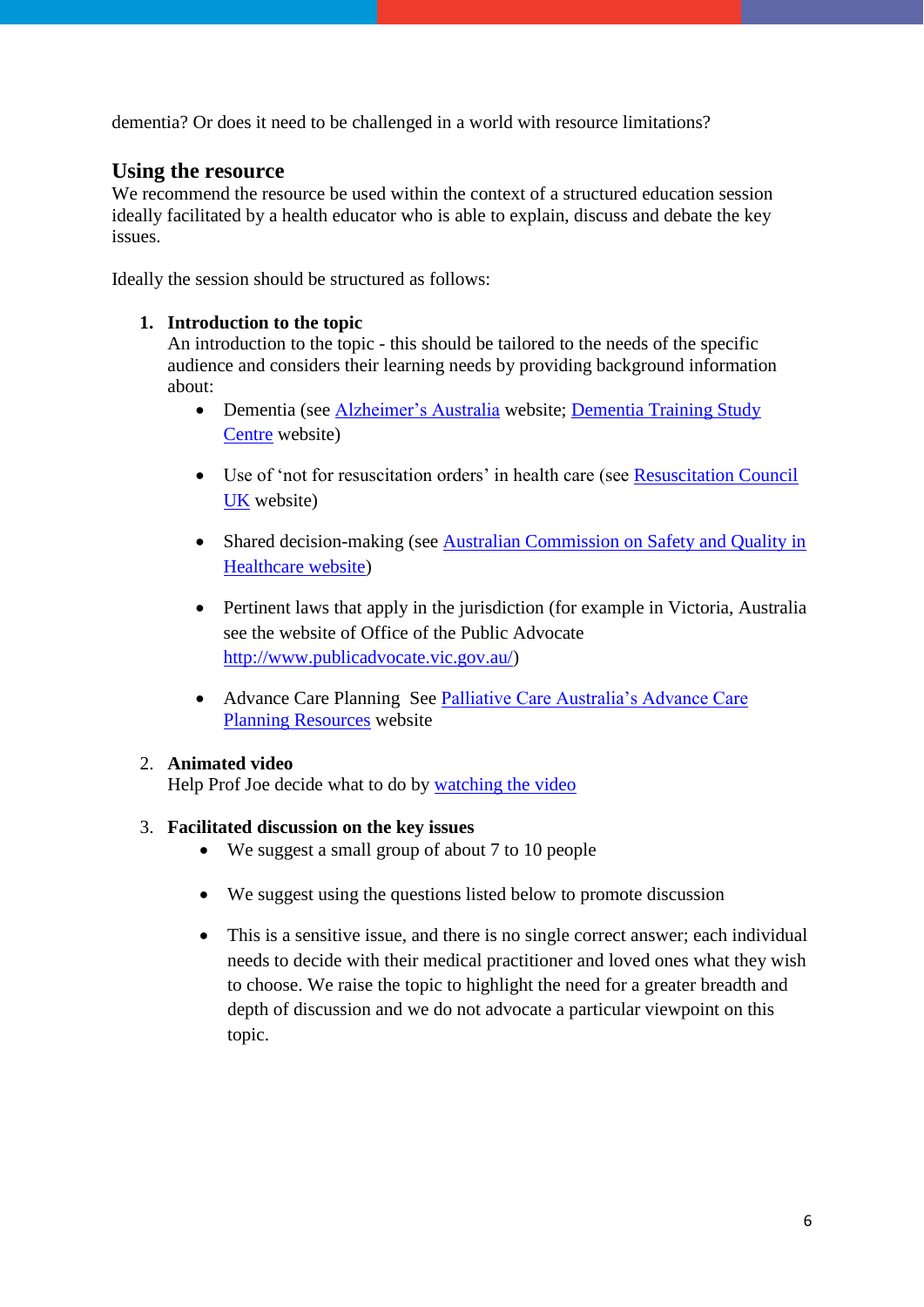dementia? Or does it need to be challenged in a world with resource limitations?

## Using the resource

We recommend the resource be used within the context of a structured education session ideally facilitated by a health educator who is able to explain, discuss and debate the key issues.

Ideally the session should be structured as follows:

1. **Introduction to the topic**
   An introduction to the topic - this should be tailored to the needs of the specific audience and considers their learning needs by providing background information about:
   - Dementia (see Alzheimer's Australia website; Dementia Training Study Centre website)
   - Use of 'not for resuscitation orders' in health care (see Resuscitation Council UK website)
   - Shared decision-making (see Australian Commission on Safety and Quality in Healthcare website)
   - Pertinent laws that apply in the jurisdiction (for example in Victoria, Australia see the website of Office of the Public Advocate http://www.publicadvocate.vic.gov.au/)
   - Advance Care Planning See Palliative Care Australia's Advance Care Planning Resources website

2. **Animated video**
   Help Prof Joe decide what to do by watching the video

3. **Facilitated discussion on the key issues**
   - We suggest a small group of about 7 to 10 people
   - We suggest using the questions listed below to promote discussion
   - This is a sensitive issue, and there is no single correct answer; each individual needs to decide with their medical practitioner and loved ones what they wish to choose. We raise the topic to highlight the need for a greater breadth and depth of discussion and we do not advocate a particular viewpoint on this topic.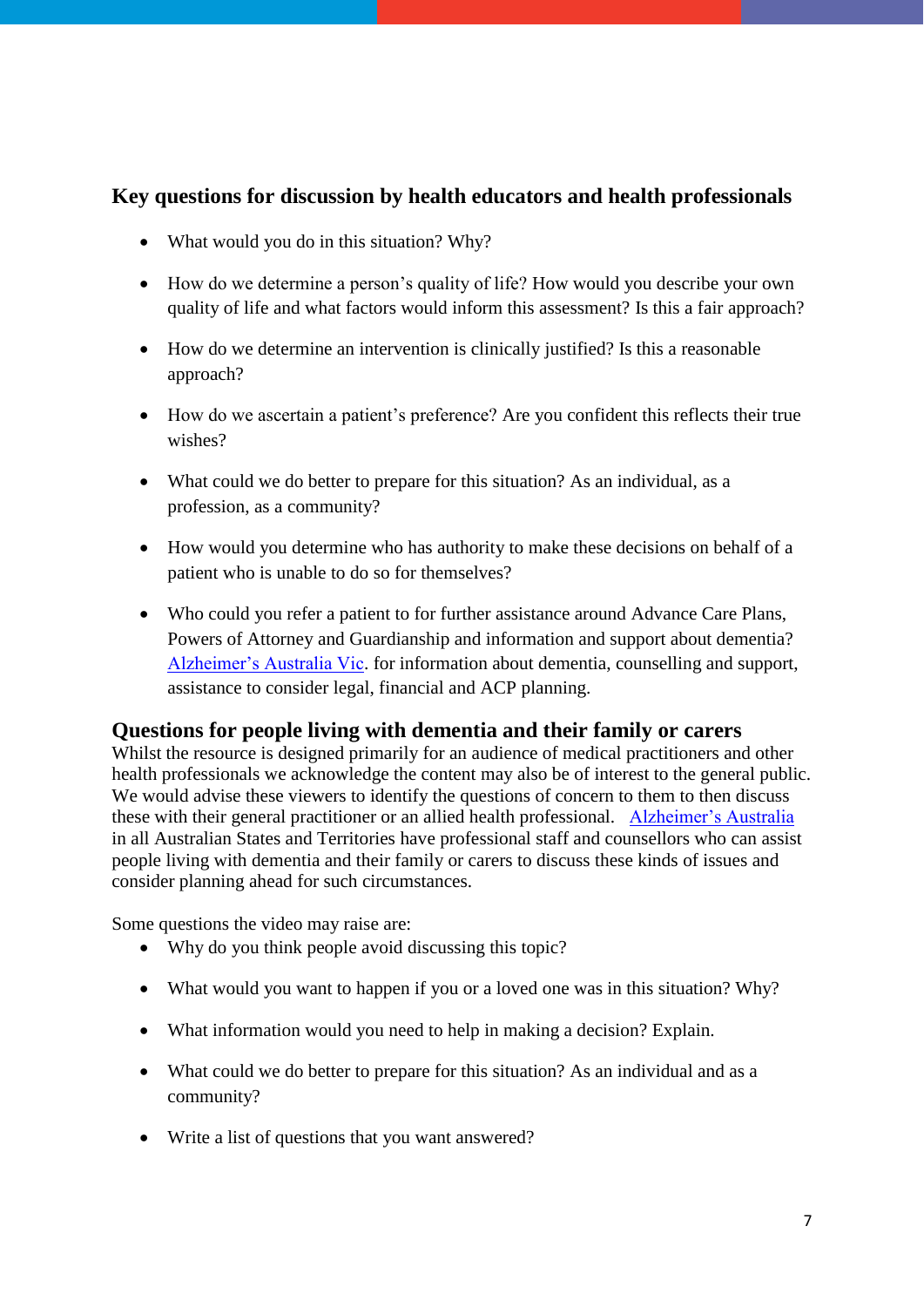## Key questions for discussion by health educators and health professionals

- What would you do in this situation? Why?
- How do we determine a person's quality of life? How would you describe your own quality of life and what factors would inform this assessment? Is this a fair approach?
- How do we determine an intervention is clinically justified? Is this a reasonable approach?
- How do we ascertain a patient's preference? Are you confident this reflects their true wishes?
- What could we do better to prepare for this situation? As an individual, as a profession, as a community?
- How would you determine who has authority to make these decisions on behalf of a patient who is unable to do so for themselves?
- Who could you refer a patient to for further assistance around Advance Care Plans, Powers of Attorney and Guardianship and information and support about dementia? Alzheimer's Australia Vic. for information about dementia, counselling and support, assistance to consider legal, financial and ACP planning.

## Questions for people living with dementia and their family or carers

Whilst the resource is designed primarily for an audience of medical practitioners and other health professionals we acknowledge the content may also be of interest to the general public. We would advise these viewers to identify the questions of concern to them to then discuss these with their general practitioner or an allied health professional. Alzheimer's Australia in all Australian States and Territories have professional staff and counsellors who can assist people living with dementia and their family or carers to discuss these kinds of issues and consider planning ahead for such circumstances.

Some questions the video may raise are:

- Why do you think people avoid discussing this topic?
- What would you want to happen if you or a loved one was in this situation? Why?
- What information would you need to help in making a decision? Explain.
- What could we do better to prepare for this situation? As an individual and as a community?
- Write a list of questions that you want answered?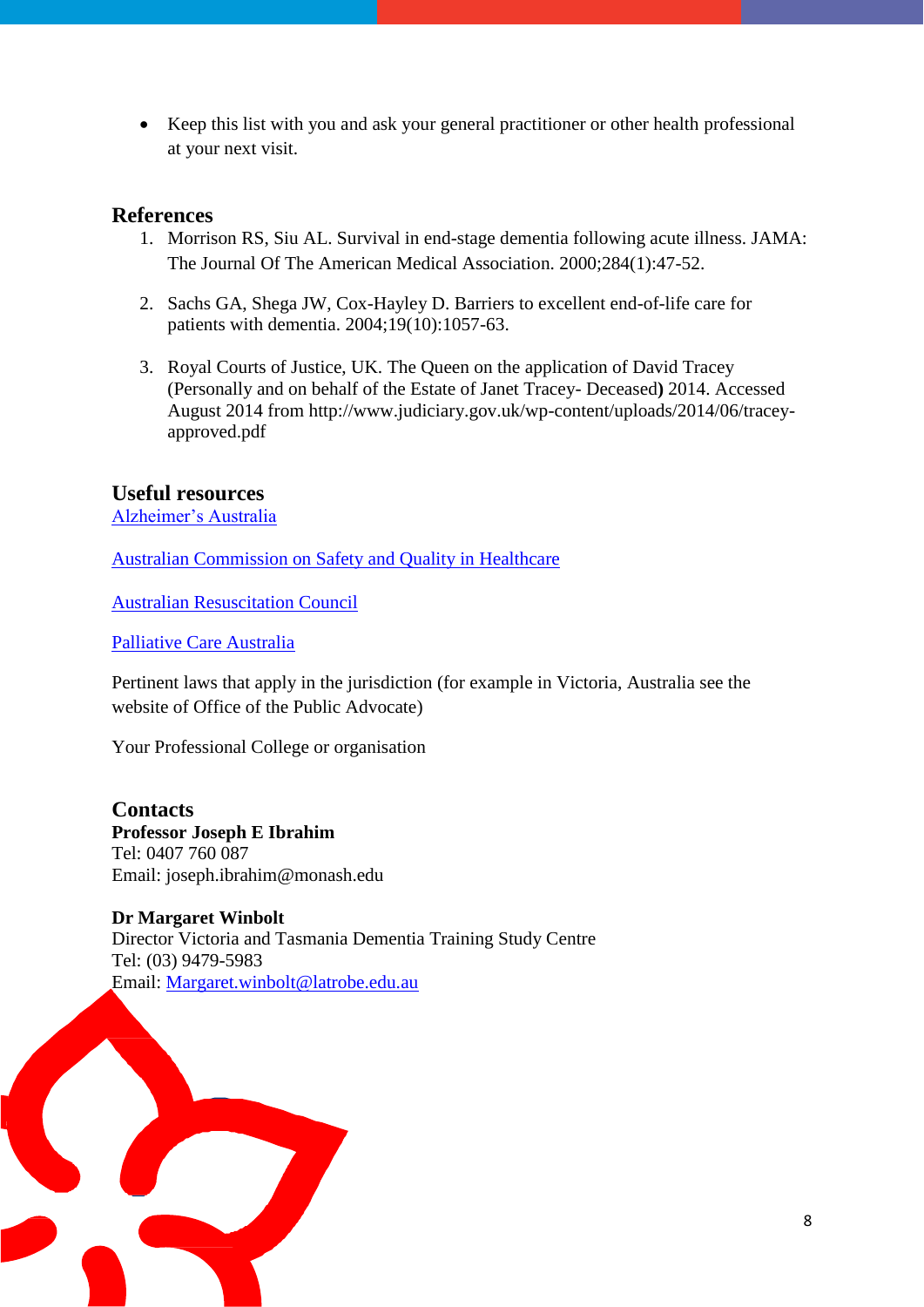- Keep this list with you and ask your general practitioner or other health professional at your next visit.

## References

1. Morrison RS, Siu AL. Survival in end-stage dementia following acute illness. JAMA: The Journal Of The American Medical Association. 2000;284(1):47-52.

2. Sachs GA, Shega JW, Cox-Hayley D. Barriers to excellent end-of-life care for patients with dementia. 2004;19(10):1057-63.

3. Royal Courts of Justice, UK. The Queen on the application of David Tracey (Personally and on behalf of the Estate of Janet Tracey- Deceased**)** 2014. Accessed August 2014 from http://www.judiciary.gov.uk/wp-content/uploads/2014/06/tracey-approved.pdf

## Useful resources

Alzheimer's Australia

Australian Commission on Safety and Quality in Healthcare

Australian Resuscitation Council

Palliative Care Australia

Pertinent laws that apply in the jurisdiction (for example in Victoria, Australia see the website of Office of the Public Advocate)

Your Professional College or organisation

## Contacts

**Professor Joseph E Ibrahim**
Tel: 0407 760 087
Email: joseph.ibrahim@monash.edu

**Dr Margaret Winbolt**
Director Victoria and Tasmania Dementia Training Study Centre
Tel: (03) 9479-5983
Email: Margaret.winbolt@latrobe.edu.au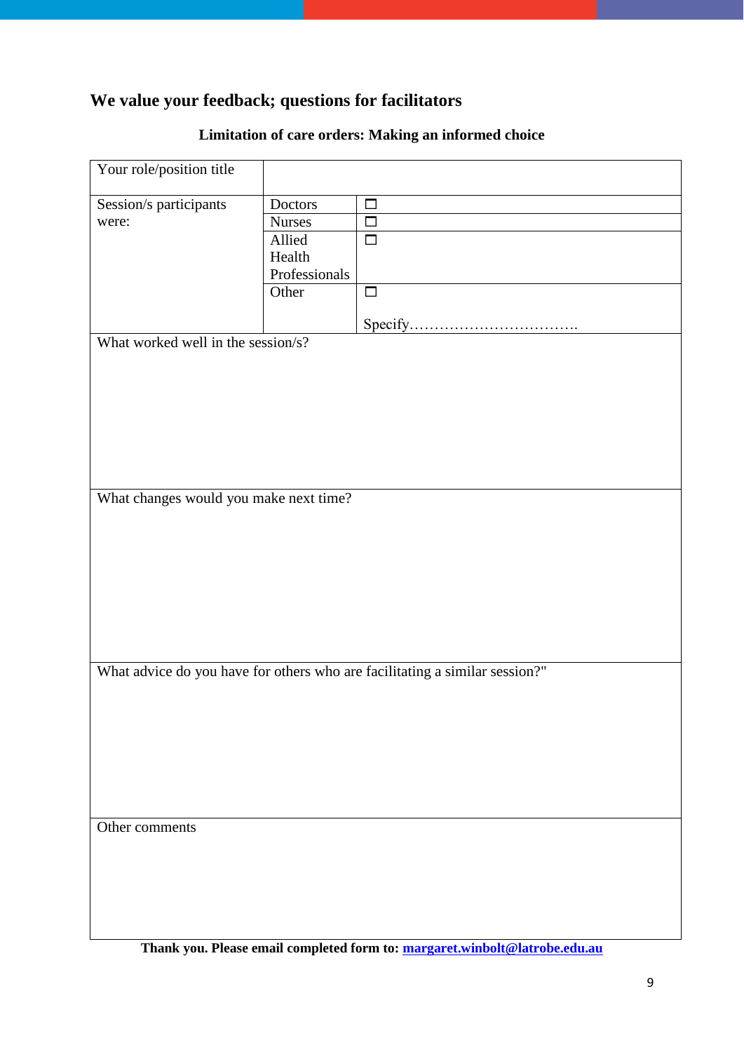## We value your feedback; questions for facilitators

**Limitation of care orders: Making an informed choice**

| Your role/position title | | |
|---|---|---|
| Session/s participants were: | Doctors | ☐ |
| | Nurses | ☐ |
| | Allied Health Professionals | ☐ |
| | Other | ☐ Specify……………………………. |
| What worked well in the session/s? | | |
| What changes would you make next time? | | |
| What advice do you have for others who are facilitating a similar session?" | | |
| Other comments | | |

**Thank you. Please email completed form to: margaret.winbolt@latrobe.edu.au**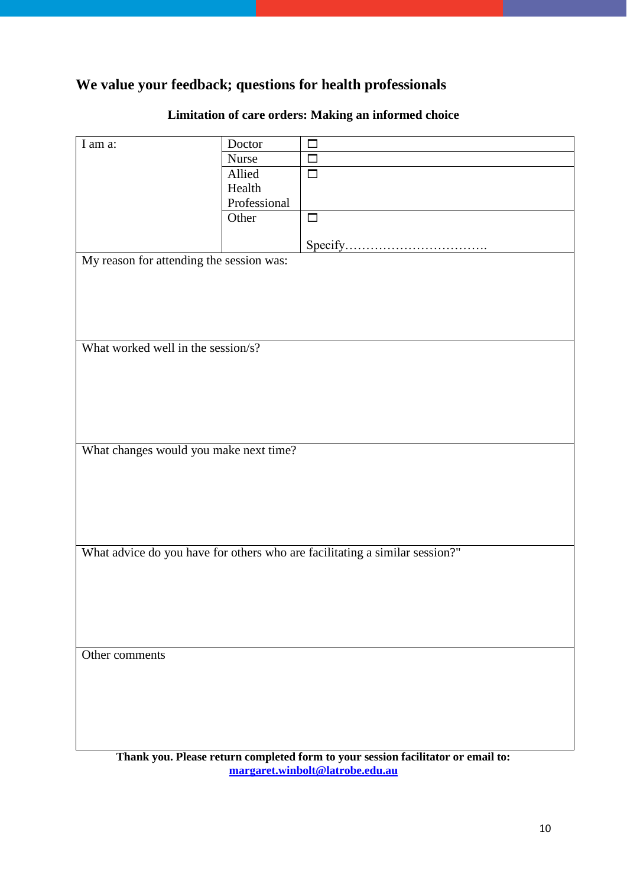## We value your feedback; questions for health professionals

**Limitation of care orders: Making an informed choice**

| | | |
|---|---|---|
| I am a: | Doctor | ☐ |
| | Nurse | ☐ |
| | Allied Health Professional | ☐ |
| | Other | ☐ Specify……………………………… |

| |
|---|
| My reason for attending the session was: |
| What worked well in the session/s? |
| What changes would you make next time? |
| What advice do you have for others who are facilitating a similar session?" |
| Other comments |

**Thank you. Please return completed form to your session facilitator or email to:**
**margaret.winbolt@latrobe.edu.au**